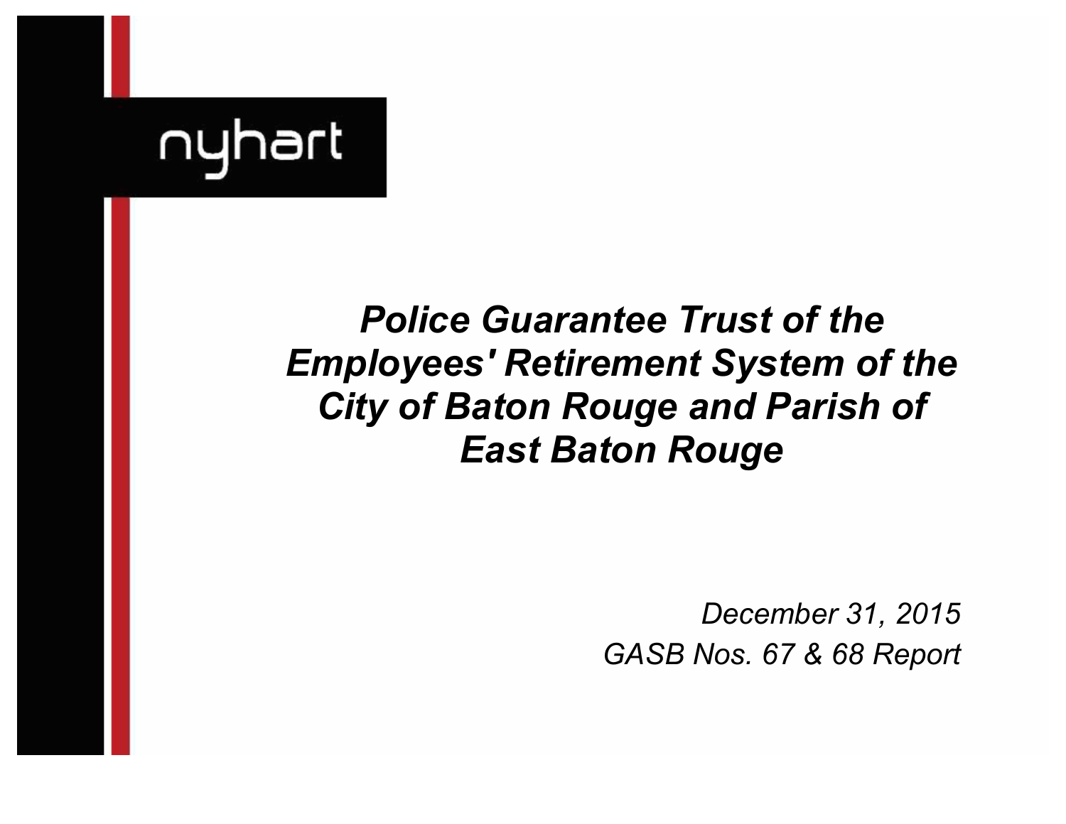nyhart

# *Police Guarantee Trust of the Employees' Retirement System of the City of Baton Rouge and Parish of East Baton Rouge*

*December 31, 2015*

*GASB Nos. 67 & 68 Report*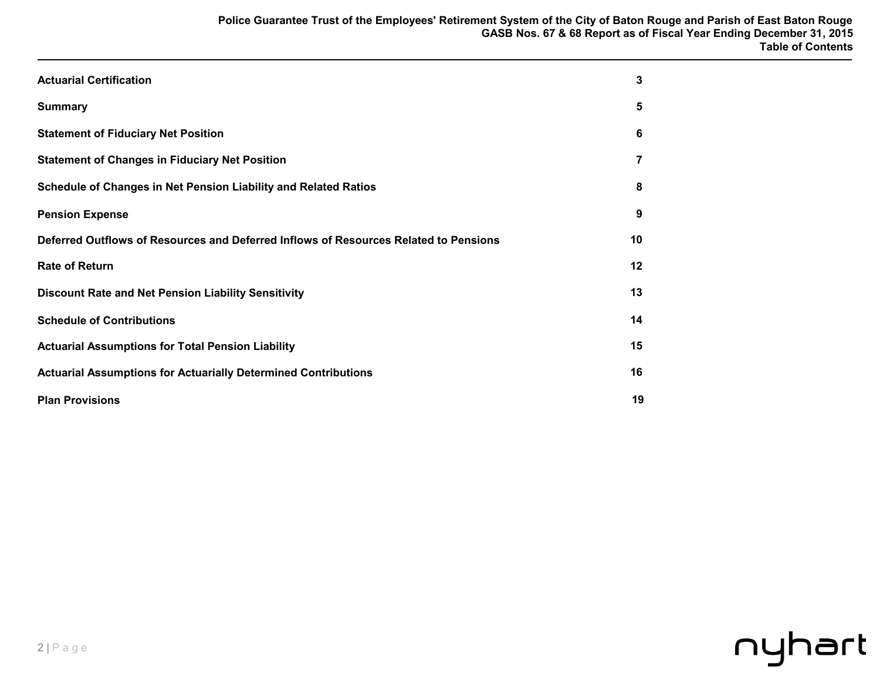# Table of Contents

| Section | Page |
|---|---|
| **Actuarial Certification** | 3 |
| **Summary** | 5 |
| **Statement of Fiduciary Net Position** | 6 |
| **Statement of Changes in Fiduciary Net Position** | 7 |
| **Schedule of Changes in Net Pension Liability and Related Ratios** | 8 |
| **Pension Expense** | 9 |
| **Deferred Outflows of Resources and Deferred Inflows of Resources Related to Pensions** | 10 |
| **Rate of Return** | 12 |
| **Discount Rate and Net Pension Liability Sensitivity** | 13 |
| **Schedule of Contributions** | 14 |
| **Actuarial Assumptions for Total Pension Liability** | 15 |
| **Actuarial Assumptions for Actuarially Determined Contributions** | 16 |
| **Plan Provisions** | 19 |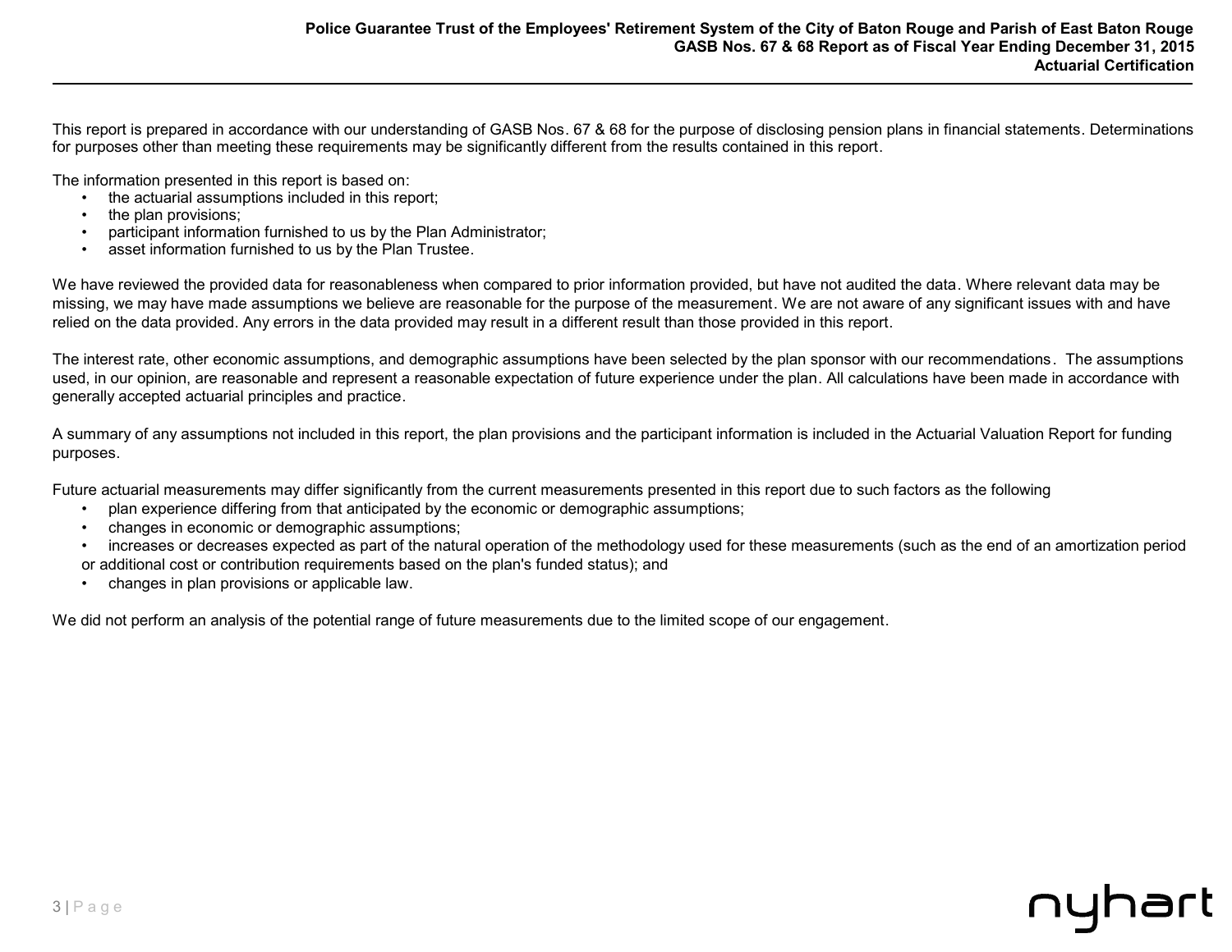This report is prepared in accordance with our understanding of GASB Nos. 67 & 68 for the purpose of disclosing pension plans in financial statements. Determinations for purposes other than meeting these requirements may be significantly different from the results contained in this report.

The information presented in this report is based on:

- the actuarial assumptions included in this report;
- the plan provisions;
- participant information furnished to us by the Plan Administrator;
- asset information furnished to us by the Plan Trustee.

We have reviewed the provided data for reasonableness when compared to prior information provided, but have not audited the data. Where relevant data may be missing, we may have made assumptions we believe are reasonable for the purpose of the measurement. We are not aware of any significant issues with and have relied on the data provided. Any errors in the data provided may result in a different result than those provided in this report.

The interest rate, other economic assumptions, and demographic assumptions have been selected by the plan sponsor with our recommendations. The assumptions used, in our opinion, are reasonable and represent a reasonable expectation of future experience under the plan. All calculations have been made in accordance with generally accepted actuarial principles and practice.

A summary of any assumptions not included in this report, the plan provisions and the participant information is included in the Actuarial Valuation Report for funding purposes.

Future actuarial measurements may differ significantly from the current measurements presented in this report due to such factors as the following

- plan experience differing from that anticipated by the economic or demographic assumptions;
- changes in economic or demographic assumptions;
- increases or decreases expected as part of the natural operation of the methodology used for these measurements (such as the end of an amortization period or additional cost or contribution requirements based on the plan's funded status); and
- changes in plan provisions or applicable law.

We did not perform an analysis of the potential range of future measurements due to the limited scope of our engagement.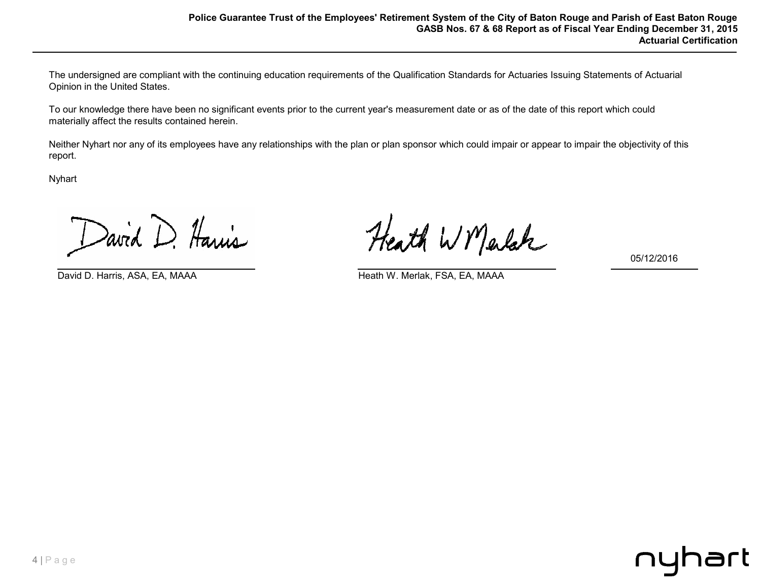The undersigned are compliant with the continuing education requirements of the Qualification Standards for Actuaries Issuing Statements of Actuarial Opinion in the United States.

To our knowledge there have been no significant events prior to the current year's measurement date or as of the date of this report which could materially affect the results contained herein.

Neither Nyhart nor any of its employees have any relationships with the plan or plan sponsor which could impair or appear to impair the objectivity of this report.

Nyhart

| | | |
|---|---|---|
| David D. Harris | Heath W Merlak | 05/12/2016 |
| David D. Harris, ASA, EA, MAAA | Heath W. Merlak, FSA, EA, MAAA | |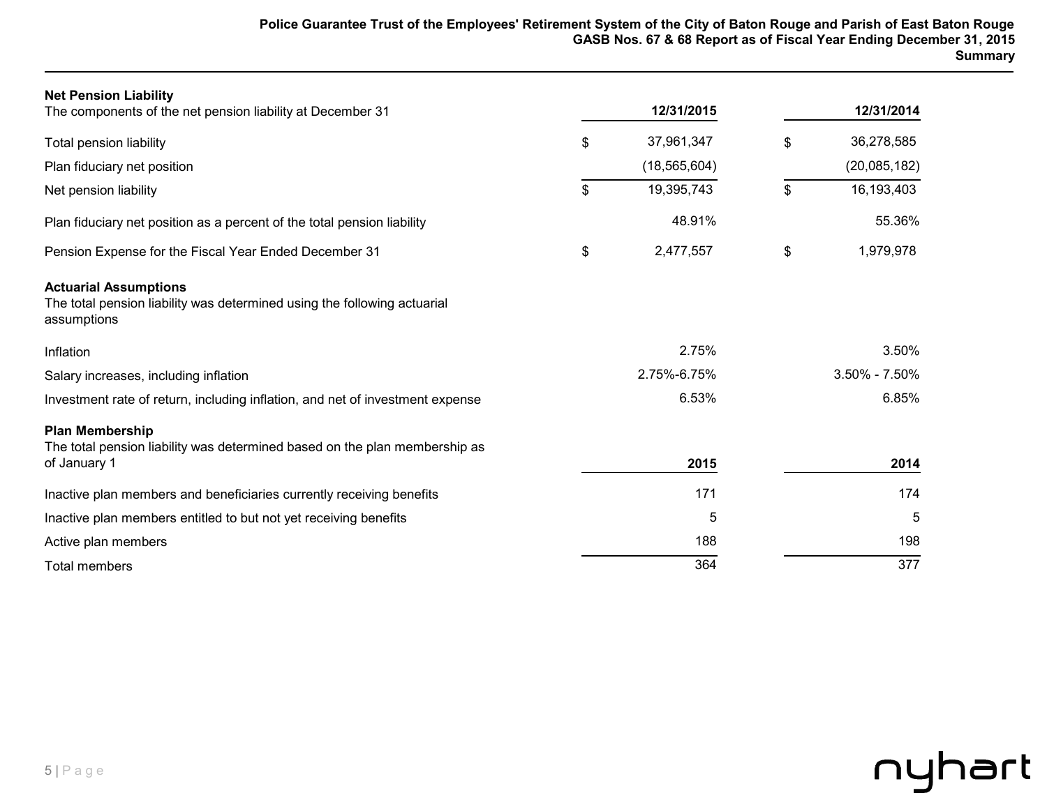## Net Pension Liability

| The components of the net pension liability at December 31 | 12/31/2015 | 12/31/2014 |
|---|---|---|
| Total pension liability | $ 37,961,347 | $ 36,278,585 |
| Plan fiduciary net position | (18,565,604) | (20,085,182) |
| Net pension liability | $ 19,395,743 | $ 16,193,403 |
| Plan fiduciary net position as a percent of the total pension liability | 48.91% | 55.36% |
| Pension Expense for the Fiscal Year Ended December 31 | $ 2,477,557 | $ 1,979,978 |

## Actuarial Assumptions

The total pension liability was determined using the following actuarial assumptions

| | 12/31/2015 | 12/31/2014 |
|---|---|---|
| Inflation | 2.75% | 3.50% |
| Salary increases, including inflation | 2.75%-6.75% | 3.50% - 7.50% |
| Investment rate of return, including inflation, and net of investment expense | 6.53% | 6.85% |

## Plan Membership

| The total pension liability was determined based on the plan membership as of January 1 | 2015 | 2014 |
|---|---|---|
| Inactive plan members and beneficiaries currently receiving benefits | 171 | 174 |
| Inactive plan members entitled to but not yet receiving benefits | 5 | 5 |
| Active plan members | 188 | 198 |
| Total members | 364 | 377 |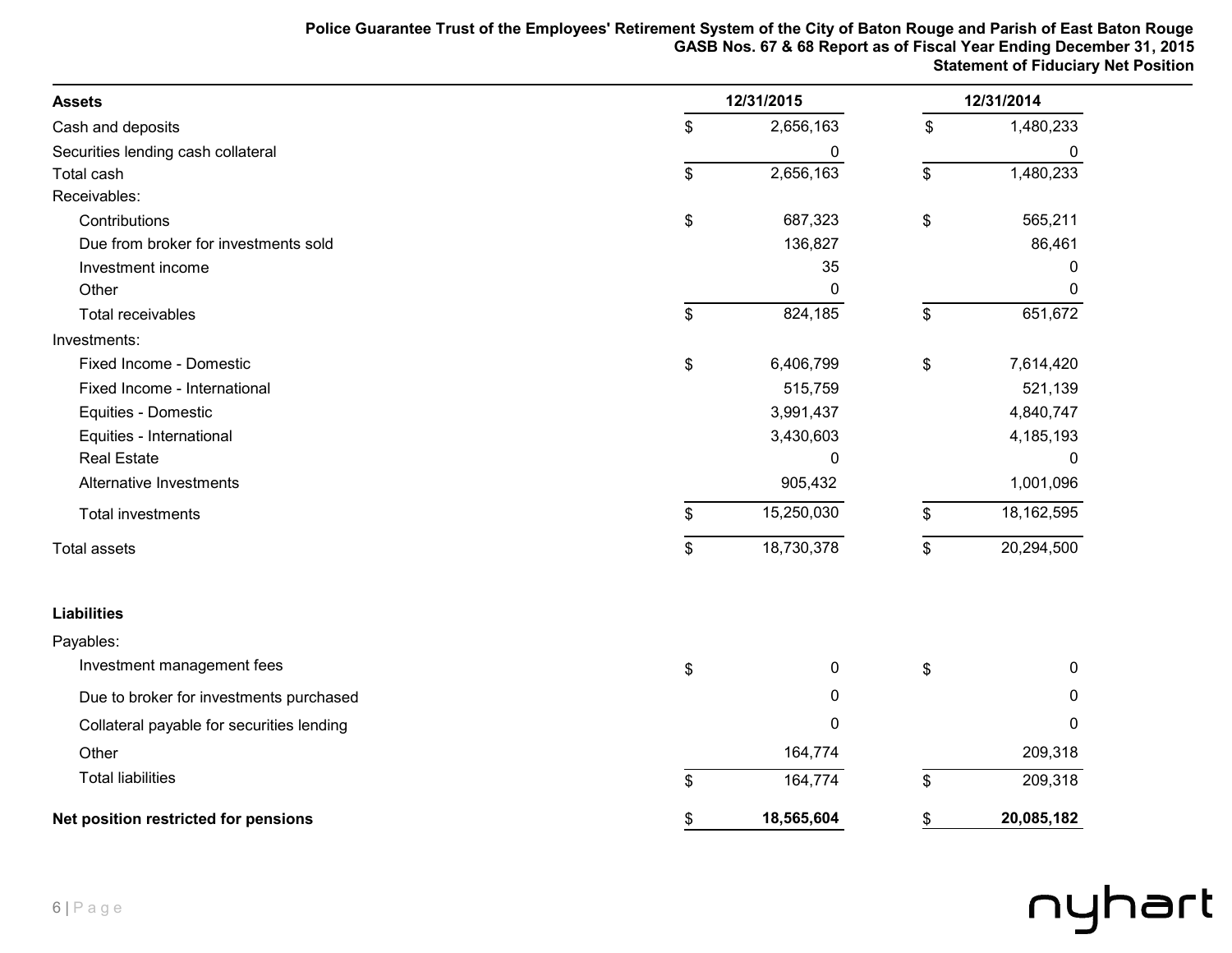# Police Guarantee Trust of the Employees' Retirement System of the City of Baton Rouge and Parish of East Baton Rouge

## GASB Nos. 67 & 68 Report as of Fiscal Year Ending December 31, 2015

## Statement of Fiduciary Net Position

| **Assets** | **12/31/2015** | **12/31/2014** |
|---|---|---|
| Cash and deposits | $ 2,656,163 | $ 1,480,233 |
| Securities lending cash collateral | 0 | 0 |
| Total cash | $ 2,656,163 | $ 1,480,233 |
| Receivables: | | |
| Contributions | $ 687,323 | $ 565,211 |
| Due from broker for investments sold | 136,827 | 86,461 |
| Investment income | 35 | 0 |
| Other | 0 | 0 |
| Total receivables | $ 824,185 | $ 651,672 |
| Investments: | | |
| Fixed Income - Domestic | $ 6,406,799 | $ 7,614,420 |
| Fixed Income - International | 515,759 | 521,139 |
| Equities - Domestic | 3,991,437 | 4,840,747 |
| Equities - International | 3,430,603 | 4,185,193 |
| Real Estate | 0 | 0 |
| Alternative Investments | 905,432 | 1,001,096 |
| Total investments | $ 15,250,030 | $ 18,162,595 |
| Total assets | $ 18,730,378 | $ 20,294,500 |
| | | |
| **Liabilities** | | |
| Payables: | | |
| Investment management fees | $ 0 | $ 0 |
| Due to broker for investments purchased | 0 | 0 |
| Collateral payable for securities lending | 0 | 0 |
| Other | 164,774 | 209,318 |
| Total liabilities | $ 164,774 | $ 209,318 |
| | | |
| **Net position restricted for pensions** | **$ 18,565,604** | **$ 20,085,182** |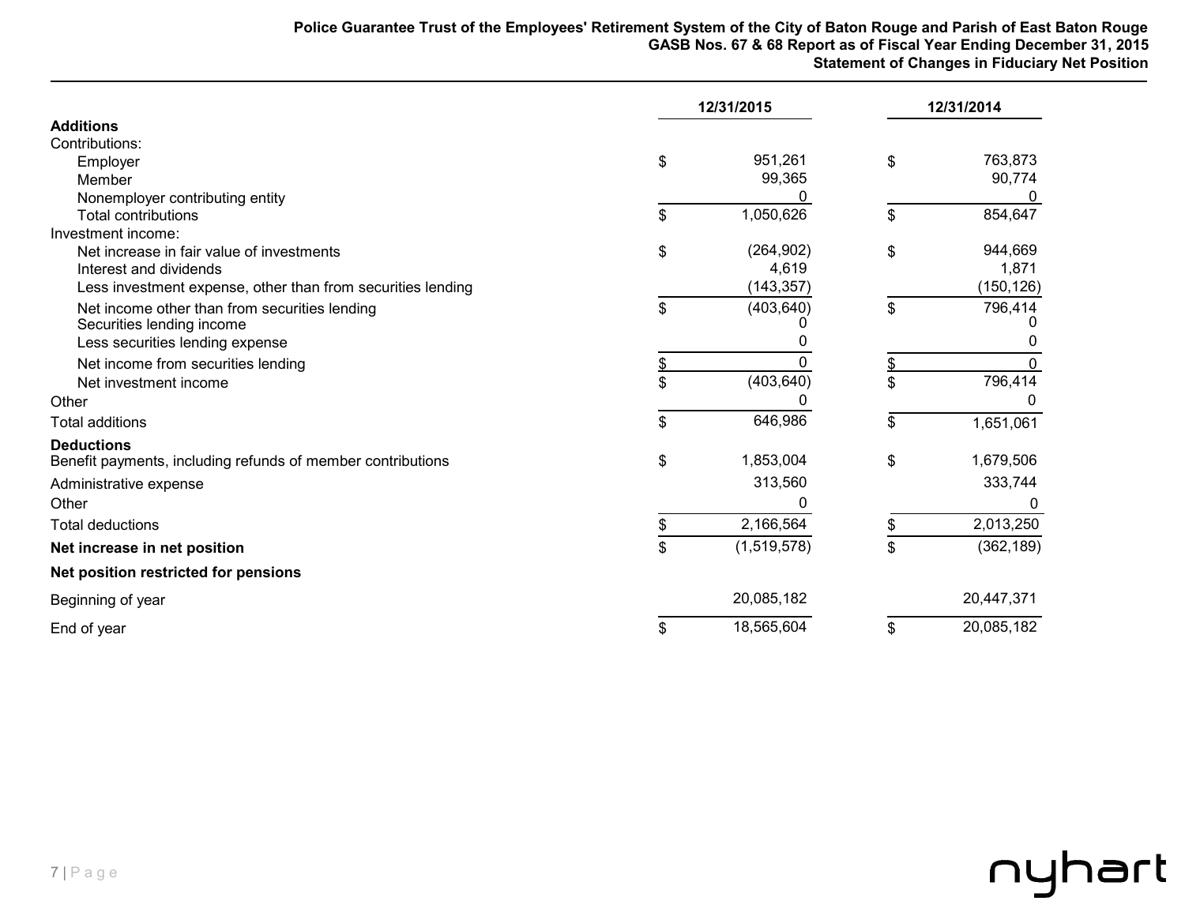**Police Guarantee Trust of the Employees' Retirement System of the City of Baton Rouge and Parish of East Baton Rouge**
**GASB Nos. 67 & 68 Report as of Fiscal Year Ending December 31, 2015**
**Statement of Changes in Fiduciary Net Position**

| | 12/31/2015 | 12/31/2014 |
|---|---|---|
| **Additions** | | |
| Contributions: | | |
| Employer | $ 951,261 | $ 763,873 |
| Member | 99,365 | 90,774 |
| Nonemployer contributing entity | 0 | 0 |
| Total contributions | $ 1,050,626 | $ 854,647 |
| Investment income: | | |
| Net increase in fair value of investments | $ (264,902) | $ 944,669 |
| Interest and dividends | 4,619 | 1,871 |
| Less investment expense, other than from securities lending | (143,357) | (150,126) |
| Net income other than from securities lending | $ (403,640) | $ 796,414 |
| Securities lending income | 0 | 0 |
| Less securities lending expense | 0 | 0 |
| Net income from securities lending | $ 0 | $ 0 |
| Net investment income | $ (403,640) | $ 796,414 |
| Other | 0 | 0 |
| Total additions | $ 646,986 | $ 1,651,061 |
| **Deductions** | | |
| Benefit payments, including refunds of member contributions | $ 1,853,004 | $ 1,679,506 |
| Administrative expense | 313,560 | 333,744 |
| Other | 0 | 0 |
| Total deductions | $ 2,166,564 | $ 2,013,250 |
| **Net increase in net position** | $ (1,519,578) | $ (362,189) |
| **Net position restricted for pensions** | | |
| Beginning of year | 20,085,182 | 20,447,371 |
| End of year | $ 18,565,604 | $ 20,085,182 |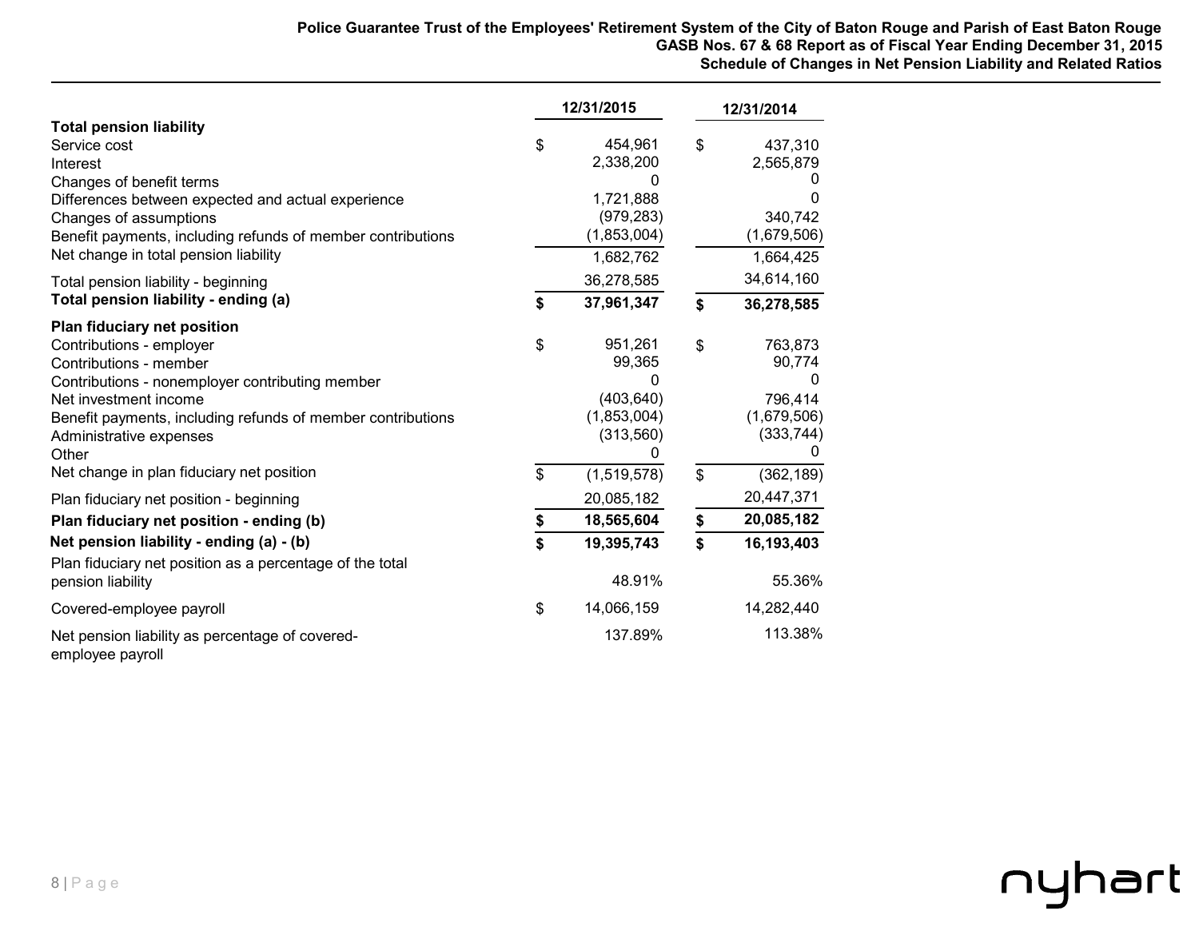# Police Guarantee Trust of the Employees' Retirement System of the City of Baton Rouge and Parish of East Baton Rouge

## GASB Nos. 67 & 68 Report as of Fiscal Year Ending December 31, 2015

## Schedule of Changes in Net Pension Liability and Related Ratios

| | 12/31/2015 | 12/31/2014 |
|---|---|---|
| **Total pension liability** | | |
| Service cost | $ 454,961 | $ 437,310 |
| Interest | 2,338,200 | 2,565,879 |
| Changes of benefit terms | 0 | 0 |
| Differences between expected and actual experience | 1,721,888 | 0 |
| Changes of assumptions | (979,283) | 340,742 |
| Benefit payments, including refunds of member contributions | (1,853,004) | (1,679,506) |
| Net change in total pension liability | 1,682,762 | 1,664,425 |
| Total pension liability - beginning | 36,278,585 | 34,614,160 |
| **Total pension liability - ending (a)** | **$ 37,961,347** | **$ 36,278,585** |
| **Plan fiduciary net position** | | |
| Contributions - employer | $ 951,261 | $ 763,873 |
| Contributions - member | 99,365 | 90,774 |
| Contributions - nonemployer contributing member | 0 | 0 |
| Net investment income | (403,640) | 796,414 |
| Benefit payments, including refunds of member contributions | (1,853,004) | (1,679,506) |
| Administrative expenses | (313,560) | (333,744) |
| Other | 0 | 0 |
| Net change in plan fiduciary net position | $ (1,519,578) | $ (362,189) |
| Plan fiduciary net position - beginning | 20,085,182 | 20,447,371 |
| **Plan fiduciary net position - ending (b)** | **$ 18,565,604** | **$ 20,085,182** |
| **Net pension liability - ending (a) - (b)** | **$ 19,395,743** | **$ 16,193,403** |
| Plan fiduciary net position as a percentage of the total pension liability | 48.91% | 55.36% |
| Covered-employee payroll | $ 14,066,159 | 14,282,440 |
| Net pension liability as percentage of covered-employee payroll | 137.89% | 113.38% |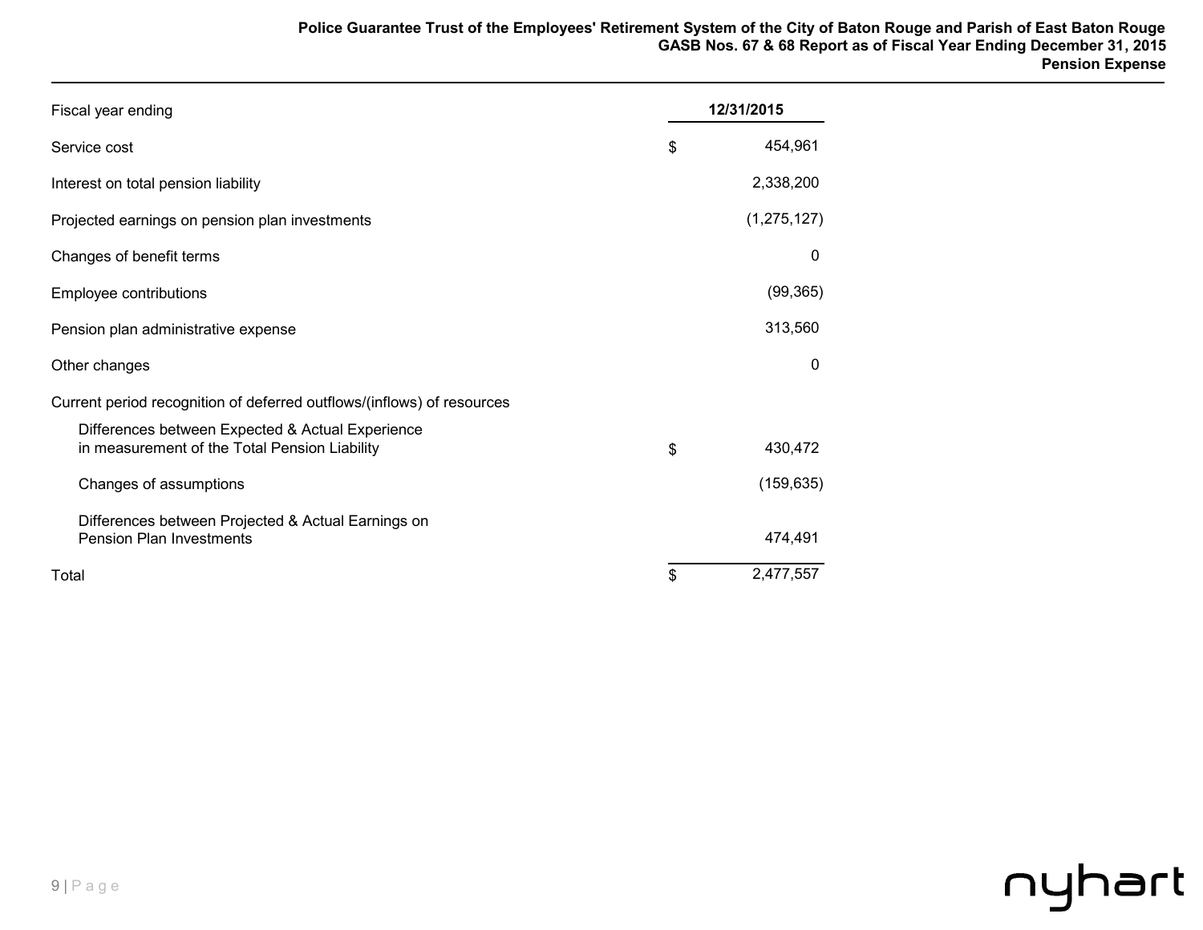| Fiscal year ending | 12/31/2015 |
|---|---|
| Service cost | $ 454,961 |
| Interest on total pension liability | 2,338,200 |
| Projected earnings on pension plan investments | (1,275,127) |
| Changes of benefit terms | 0 |
| Employee contributions | (99,365) |
| Pension plan administrative expense | 313,560 |
| Other changes | 0 |
| Current period recognition of deferred outflows/(inflows) of resources | |
| Differences between Expected & Actual Experience in measurement of the Total Pension Liability | $ 430,472 |
| Changes of assumptions | (159,635) |
| Differences between Projected & Actual Earnings on Pension Plan Investments | 474,491 |
| Total | $ 2,477,557 |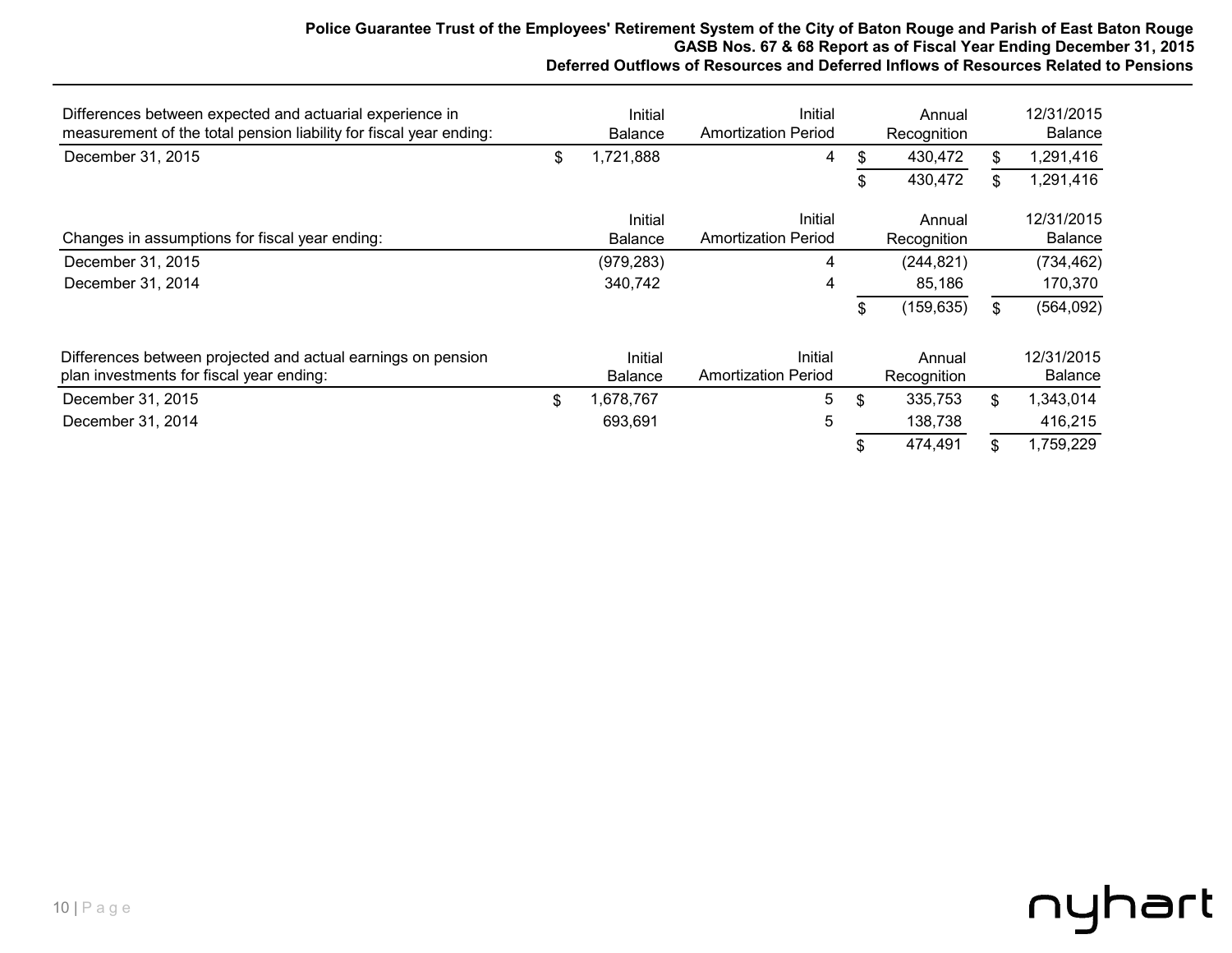| Differences between expected and actuarial experience in measurement of the total pension liability for fiscal year ending: | Initial Balance | Initial Amortization Period | Annual Recognition | 12/31/2015 Balance |
|---|---|---|---|---|
| December 31, 2015 | $ 1,721,888 | 4 | $ 430,472 | $ 1,291,416 |
| | | | $ 430,472 | $ 1,291,416 |

| Changes in assumptions for fiscal year ending: | Initial Balance | Initial Amortization Period | Annual Recognition | 12/31/2015 Balance |
|---|---|---|---|---|
| December 31, 2015 | (979,283) | 4 | (244,821) | (734,462) |
| December 31, 2014 | 340,742 | 4 | 85,186 | 170,370 |
| | | | $ (159,635) | $ (564,092) |

| Differences between projected and actual earnings on pension plan investments for fiscal year ending: | Initial Balance | Initial Amortization Period | Annual Recognition | 12/31/2015 Balance |
|---|---|---|---|---|
| December 31, 2015 | $ 1,678,767 | 5 | $ 335,753 | $ 1,343,014 |
| December 31, 2014 | 693,691 | 5 | 138,738 | 416,215 |
| | | | $ 474,491 | $ 1,759,229 |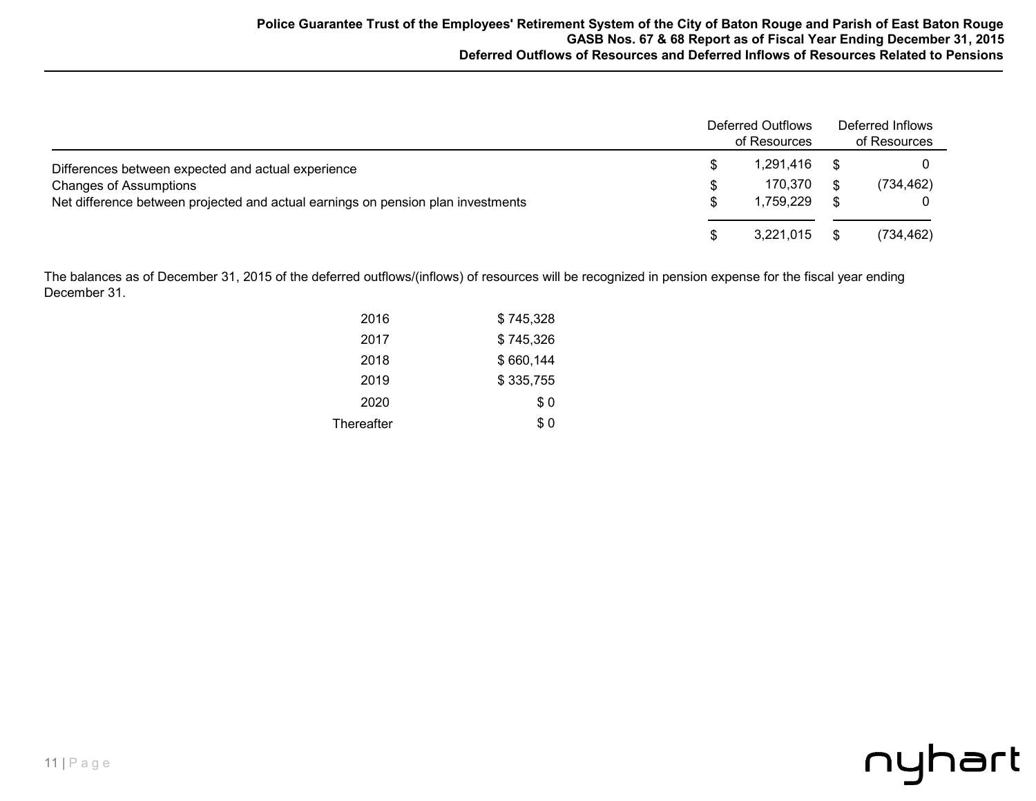| | Deferred Outflows of Resources | Deferred Inflows of Resources |
|---|---|---|
| Differences between expected and actual experience | $ 1,291,416 | $ 0 |
| Changes of Assumptions | $ 170,370 | $ (734,462) |
| Net difference between projected and actual earnings on pension plan investments | $ 1,759,229 | $ 0 |
| | $ 3,221,015 | $ (734,462) |

The balances as of December 31, 2015 of the deferred outflows/(inflows) of resources will be recognized in pension expense for the fiscal year ending December 31.

| | |
|---|---|
| 2016 | $ 745,328 |
| 2017 | $ 745,326 |
| 2018 | $ 660,144 |
| 2019 | $ 335,755 |
| 2020 | $ 0 |
| Thereafter | $ 0 |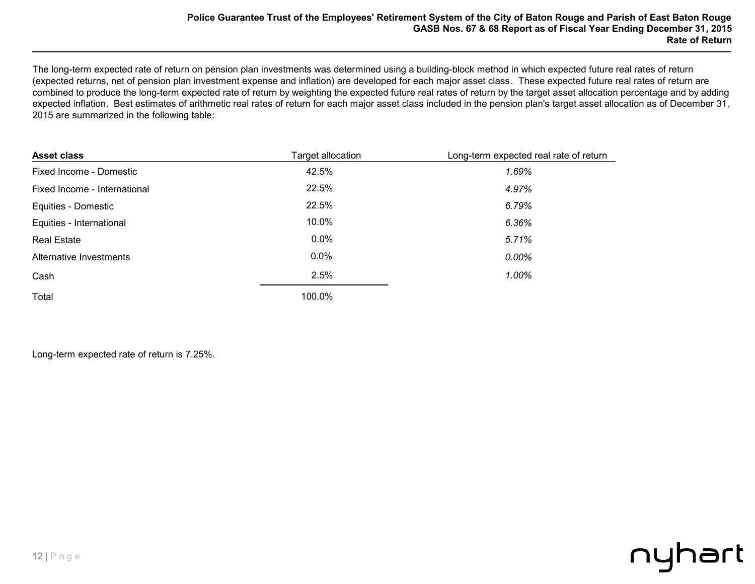The long-term expected rate of return on pension plan investments was determined using a building-block method in which expected future real rates of return (expected returns, net of pension plan investment expense and inflation) are developed for each major asset class. These expected future real rates of return are combined to produce the long-term expected rate of return by weighting the expected future real rates of return by the target asset allocation percentage and by adding expected inflation. Best estimates of arithmetic real rates of return for each major asset class included in the pension plan's target asset allocation as of December 31, 2015 are summarized in the following table:

| **Asset class** | Target allocation | Long-term expected real rate of return |
|---|---|---|
| Fixed Income - Domestic | 42.5% | *1.69%* |
| Fixed Income - International | 22.5% | *4.97%* |
| Equities - Domestic | 22.5% | *6.79%* |
| Equities - International | 10.0% | *6.36%* |
| Real Estate | 0.0% | *5.71%* |
| Alternative Investments | 0.0% | *0.00%* |
| Cash | 2.5% | *1.00%* |
| Total | 100.0% | |

Long-term expected rate of return is 7.25%.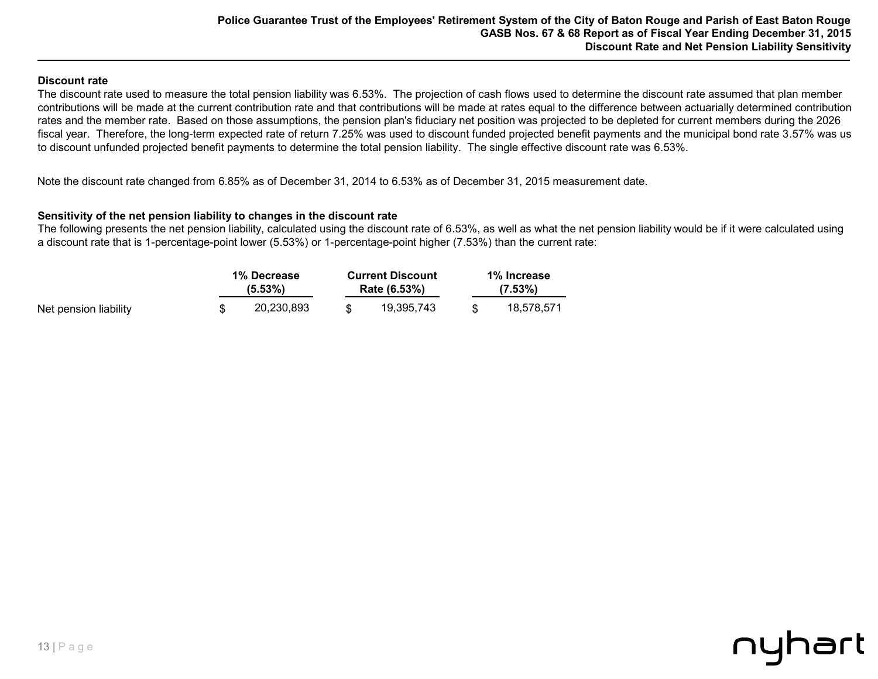### Discount rate

The discount rate used to measure the total pension liability was 6.53%. The projection of cash flows used to determine the discount rate assumed that plan member contributions will be made at the current contribution rate and that contributions will be made at rates equal to the difference between actuarially determined contribution rates and the member rate. Based on those assumptions, the pension plan's fiduciary net position was projected to be depleted for current members during the 2026 fiscal year. Therefore, the long-term expected rate of return 7.25% was used to discount funded projected benefit payments and the municipal bond rate 3.57% was us to discount unfunded projected benefit payments to determine the total pension liability. The single effective discount rate was 6.53%.

Note the discount rate changed from 6.85% as of December 31, 2014 to 6.53% as of December 31, 2015 measurement date.

### Sensitivity of the net pension liability to changes in the discount rate

The following presents the net pension liability, calculated using the discount rate of 6.53%, as well as what the net pension liability would be if it were calculated using a discount rate that is 1-percentage-point lower (5.53%) or 1-percentage-point higher (7.53%) than the current rate:

| | 1% Decrease (5.53%) | Current Discount Rate (6.53%) | 1% Increase (7.53%) |
|---|---|---|---|
| Net pension liability | $ 20,230,893 | $ 19,395,743 | $ 18,578,571 |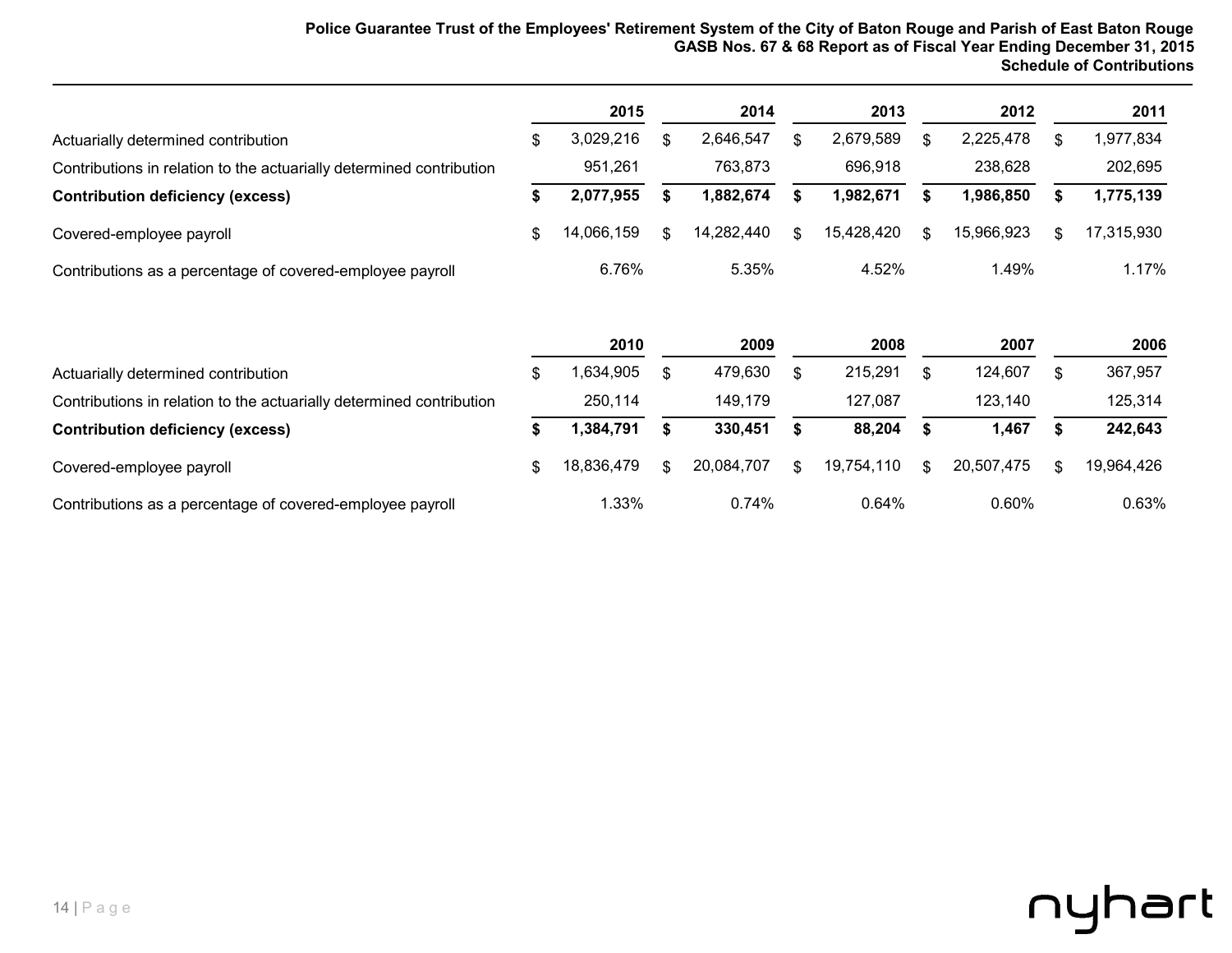### Schedule of Contributions

| | 2015 | 2014 | 2013 | 2012 | 2011 |
|---|---|---|---|---|---|
| Actuarially determined contribution | $ 3,029,216 | $ 2,646,547 | $ 2,679,589 | $ 2,225,478 | $ 1,977,834 |
| Contributions in relation to the actuarially determined contribution | 951,261 | 763,873 | 696,918 | 238,628 | 202,695 |
| **Contribution deficiency (excess)** | **$ 2,077,955** | **$ 1,882,674** | **$ 1,982,671** | **$ 1,986,850** | **$ 1,775,139** |
| Covered-employee payroll | $ 14,066,159 | $ 14,282,440 | $ 15,428,420 | $ 15,966,923 | $ 17,315,930 |
| Contributions as a percentage of covered-employee payroll | 6.76% | 5.35% | 4.52% | 1.49% | 1.17% |

| | 2010 | 2009 | 2008 | 2007 | 2006 |
|---|---|---|---|---|---|
| Actuarially determined contribution | $ 1,634,905 | $ 479,630 | $ 215,291 | $ 124,607 | $ 367,957 |
| Contributions in relation to the actuarially determined contribution | 250,114 | 149,179 | 127,087 | 123,140 | 125,314 |
| **Contribution deficiency (excess)** | **$ 1,384,791** | **$ 330,451** | **$ 88,204** | **$ 1,467** | **$ 242,643** |
| Covered-employee payroll | $ 18,836,479 | $ 20,084,707 | $ 19,754,110 | $ 20,507,475 | $ 19,964,426 |
| Contributions as a percentage of covered-employee payroll | 1.33% | 0.74% | 0.64% | 0.60% | 0.63% |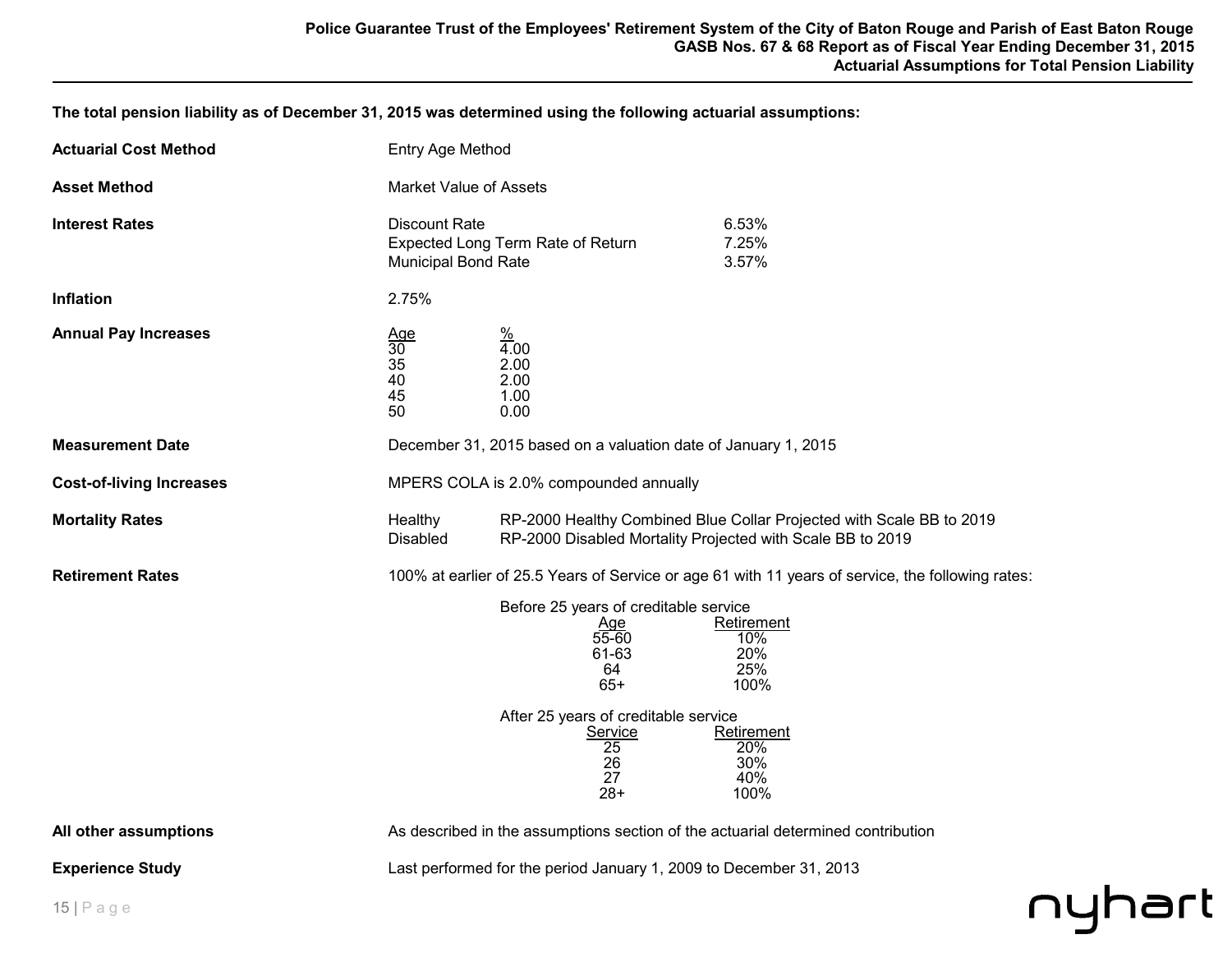**The total pension liability as of December 31, 2015 was determined using the following actuarial assumptions:**

**Actuarial Cost Method** — Entry Age Method

**Asset Method** — Market Value of Assets

**Interest Rates**

| | |
|---|---|
| Discount Rate | 6.53% |
| Expected Long Term Rate of Return | 7.25% |
| Municipal Bond Rate | 3.57% |

**Inflation** — 2.75%

**Annual Pay Increases**

| Age | % |
|---|---|
| 30 | 4.00 |
| 35 | 2.00 |
| 40 | 2.00 |
| 45 | 1.00 |
| 50 | 0.00 |

**Measurement Date** — December 31, 2015 based on a valuation date of January 1, 2015

**Cost-of-living Increases** — MPERS COLA is 2.0% compounded annually

**Mortality Rates**

| | |
|---|---|
| Healthy | RP-2000 Healthy Combined Blue Collar Projected with Scale BB to 2019 |
| Disabled | RP-2000 Disabled Mortality Projected with Scale BB to 2019 |

**Retirement Rates** — 100% at earlier of 25.5 Years of Service or age 61 with 11 years of service, the following rates:

Before 25 years of creditable service

| Age | Retirement |
|---|---|
| 55-60 | 10% |
| 61-63 | 20% |
| 64 | 25% |
| 65+ | 100% |

After 25 years of creditable service

| Service | Retirement |
|---|---|
| 25 | 20% |
| 26 | 30% |
| 27 | 40% |
| 28+ | 100% |

**All other assumptions** — As described in the assumptions section of the actuarial determined contribution

**Experience Study** — Last performed for the period January 1, 2009 to December 31, 2013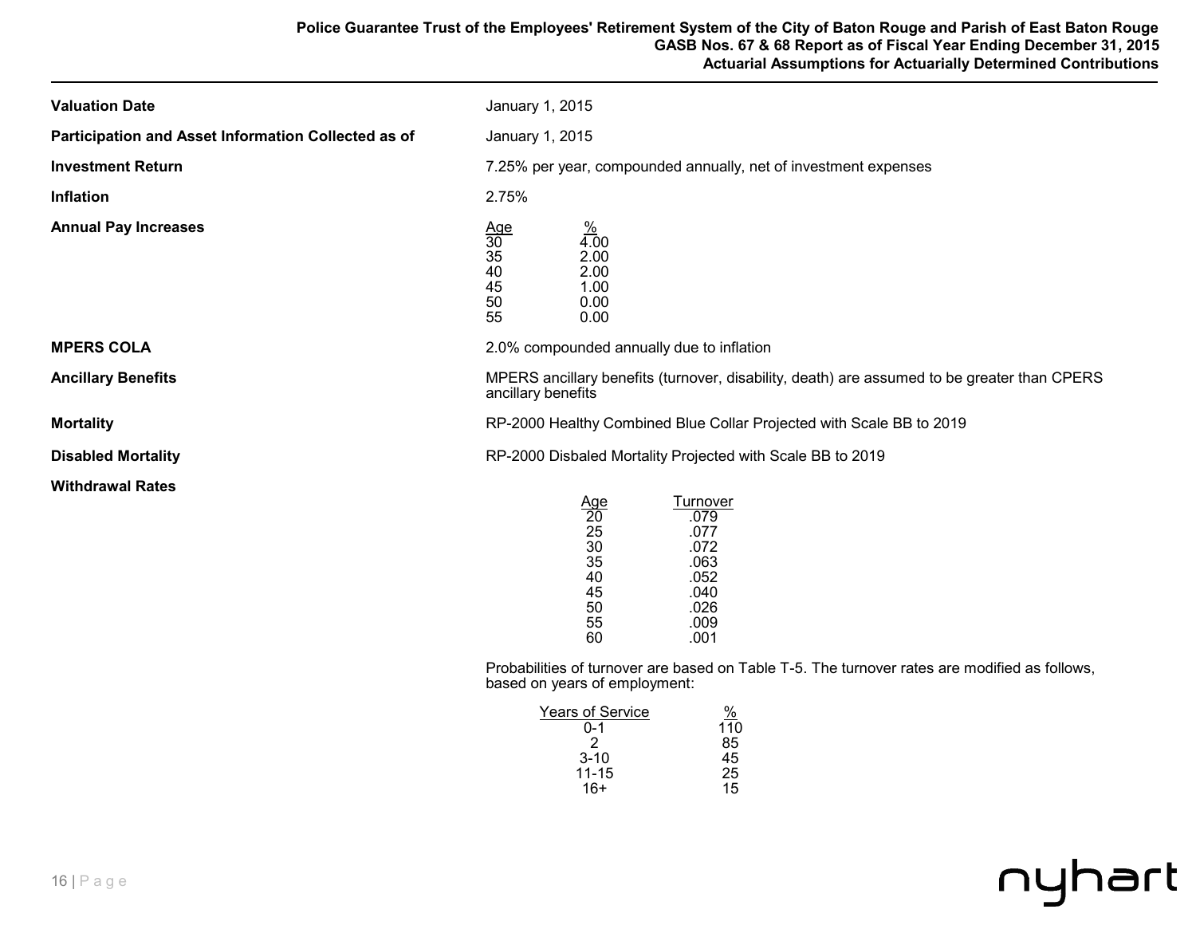**Valuation Date** January 1, 2015

**Participation and Asset Information Collected as of** January 1, 2015

**Investment Return** 7.25% per year, compounded annually, net of investment expenses

**Inflation** 2.75%

**Annual Pay Increases**

| Age | % |
|---|---|
| 30 | 4.00 |
| 35 | 2.00 |
| 40 | 2.00 |
| 45 | 1.00 |
| 50 | 0.00 |
| 55 | 0.00 |

**MPERS COLA** 2.0% compounded annually due to inflation

**Ancillary Benefits** MPERS ancillary benefits (turnover, disability, death) are assumed to be greater than CPERS ancillary benefits

**Mortality** RP-2000 Healthy Combined Blue Collar Projected with Scale BB to 2019

**Disabled Mortality** RP-2000 Disbaled Mortality Projected with Scale BB to 2019

**Withdrawal Rates**

| Age | Turnover |
|---|---|
| 20 | .079 |
| 25 | .077 |
| 30 | .072 |
| 35 | .063 |
| 40 | .052 |
| 45 | .040 |
| 50 | .026 |
| 55 | .009 |
| 60 | .001 |

Probabilities of turnover are based on Table T-5. The turnover rates are modified as follows, based on years of employment:

| Years of Service | % |
|---|---|
| 0-1 | 110 |
| 2 | 85 |
| 3-10 | 45 |
| 11-15 | 25 |
| 16+ | 15 |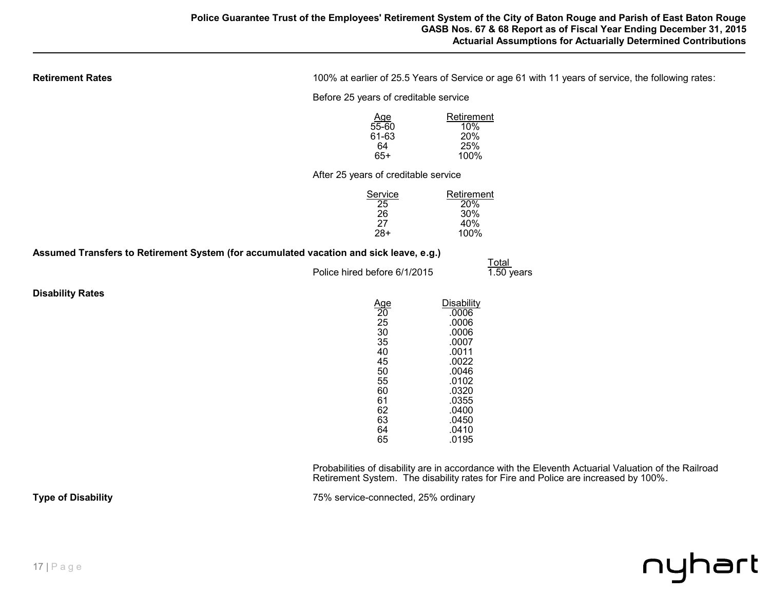**Retirement Rates**

100% at earlier of 25.5 Years of Service or age 61 with 11 years of service, the following rates:

Before 25 years of creditable service

| Age | Retirement |
|---|---|
| 55-60 | 10% |
| 61-63 | 20% |
| 64 | 25% |
| 65+ | 100% |

After 25 years of creditable service

| Service | Retirement |
|---|---|
| 25 | 20% |
| 26 | 30% |
| 27 | 40% |
| 28+ | 100% |

**Assumed Transfers to Retirement System (for accumulated vacation and sick leave, e.g.)**

| | Total |
|---|---|
| Police hired before 6/1/2015 | 1.50 years |

**Disability Rates**

| Age | Disability |
|---|---|
| 20 | .0006 |
| 25 | .0006 |
| 30 | .0006 |
| 35 | .0007 |
| 40 | .0011 |
| 45 | .0022 |
| 50 | .0046 |
| 55 | .0102 |
| 60 | .0320 |
| 61 | .0355 |
| 62 | .0400 |
| 63 | .0450 |
| 64 | .0410 |
| 65 | .0195 |

Probabilities of disability are in accordance with the Eleventh Actuarial Valuation of the Railroad Retirement System. The disability rates for Fire and Police are increased by 100%.

**Type of Disability**

75% service-connected, 25% ordinary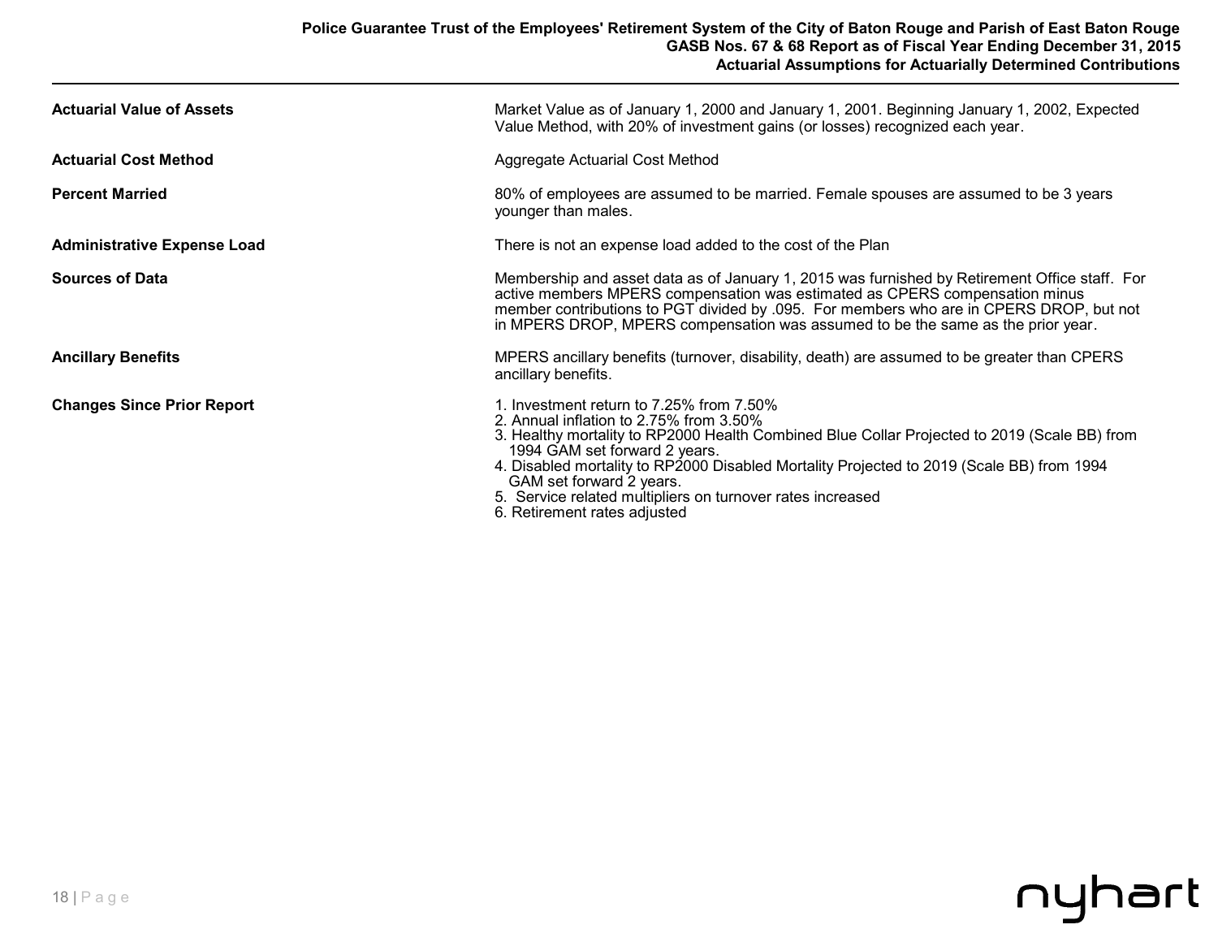| | |
|---|---|
| **Actuarial Value of Assets** | Market Value as of January 1, 2000 and January 1, 2001. Beginning January 1, 2002, Expected Value Method, with 20% of investment gains (or losses) recognized each year. |
| **Actuarial Cost Method** | Aggregate Actuarial Cost Method |
| **Percent Married** | 80% of employees are assumed to be married. Female spouses are assumed to be 3 years younger than males. |
| **Administrative Expense Load** | There is not an expense load added to the cost of the Plan |
| **Sources of Data** | Membership and asset data as of January 1, 2015 was furnished by Retirement Office staff. For active members MPERS compensation was estimated as CPERS compensation minus member contributions to PGT divided by .095. For members who are in CPERS DROP, but not in MPERS DROP, MPERS compensation was assumed to be the same as the prior year. |
| **Ancillary Benefits** | MPERS ancillary benefits (turnover, disability, death) are assumed to be greater than CPERS ancillary benefits. |
| **Changes Since Prior Report** | 1. Investment return to 7.25% from 7.50%<br>2. Annual inflation to 2.75% from 3.50%<br>3. Healthy mortality to RP2000 Health Combined Blue Collar Projected to 2019 (Scale BB) from 1994 GAM set forward 2 years.<br>4. Disabled mortality to RP2000 Disabled Mortality Projected to 2019 (Scale BB) from 1994 GAM set forward 2 years.<br>5. Service related multipliers on turnover rates increased<br>6. Retirement rates adjusted |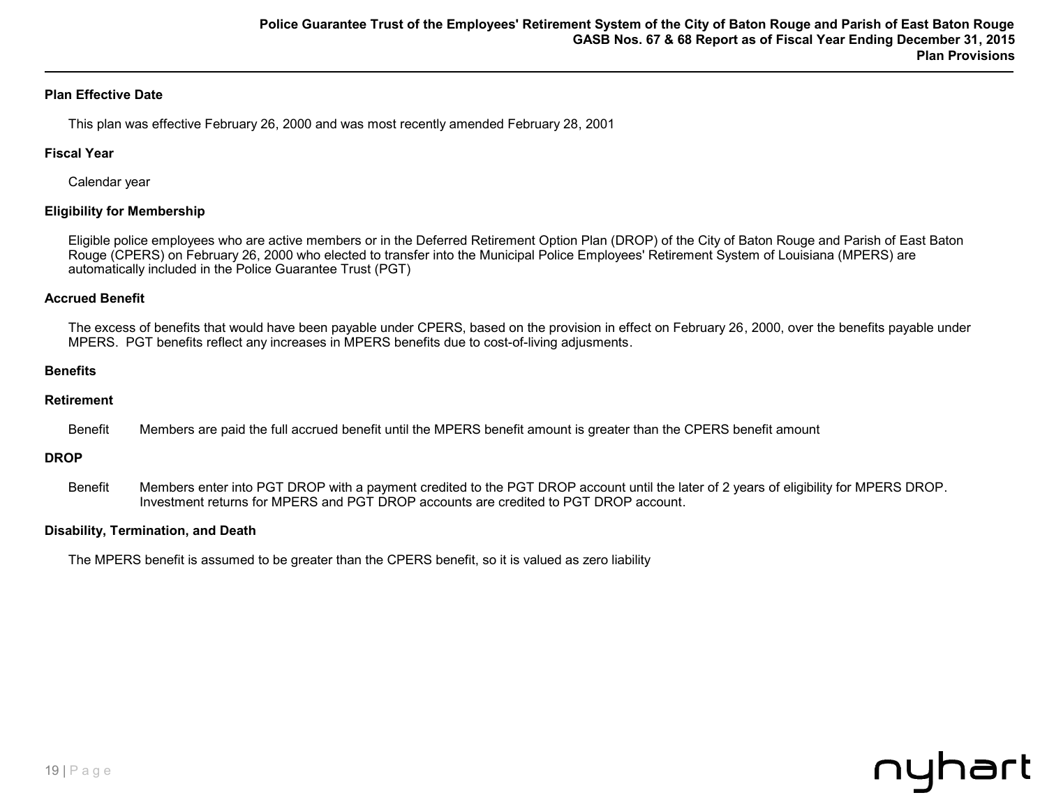## Plan Effective Date

This plan was effective February 26, 2000 and was most recently amended February 28, 2001

## Fiscal Year

Calendar year

## Eligibility for Membership

Eligible police employees who are active members or in the Deferred Retirement Option Plan (DROP) of the City of Baton Rouge and Parish of East Baton Rouge (CPERS) on February 26, 2000 who elected to transfer into the Municipal Police Employees' Retirement System of Louisiana (MPERS) are automatically included in the Police Guarantee Trust (PGT)

## Accrued Benefit

The excess of benefits that would have been payable under CPERS, based on the provision in effect on February 26, 2000, over the benefits payable under MPERS. PGT benefits reflect any increases in MPERS benefits due to cost-of-living adjusments.

## Benefits

### Retirement

Benefit Members are paid the full accrued benefit until the MPERS benefit amount is greater than the CPERS benefit amount

### DROP

Benefit Members enter into PGT DROP with a payment credited to the PGT DROP account until the later of 2 years of eligibility for MPERS DROP. Investment returns for MPERS and PGT DROP accounts are credited to PGT DROP account.

### Disability, Termination, and Death

The MPERS benefit is assumed to be greater than the CPERS benefit, so it is valued as zero liability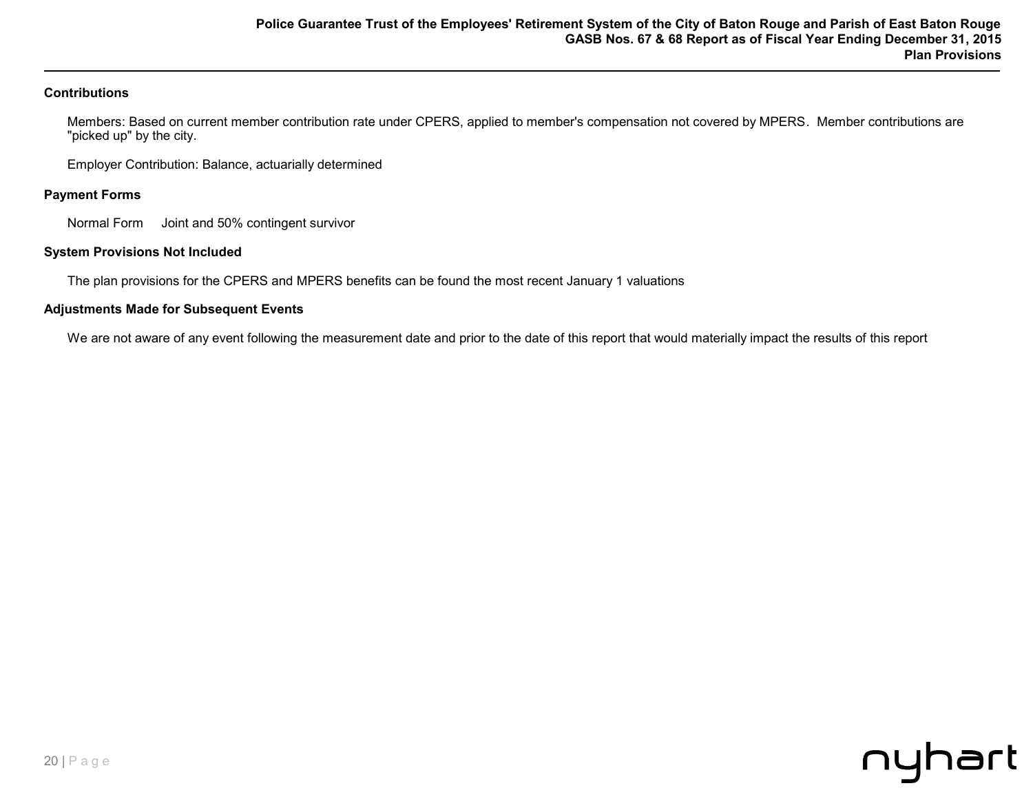## Contributions

Members: Based on current member contribution rate under CPERS, applied to member's compensation not covered by MPERS. Member contributions are "picked up" by the city.

Employer Contribution: Balance, actuarially determined

## Payment Forms

Normal Form Joint and 50% contingent survivor

## System Provisions Not Included

The plan provisions for the CPERS and MPERS benefits can be found the most recent January 1 valuations

## Adjustments Made for Subsequent Events

We are not aware of any event following the measurement date and prior to the date of this report that would materially impact the results of this report